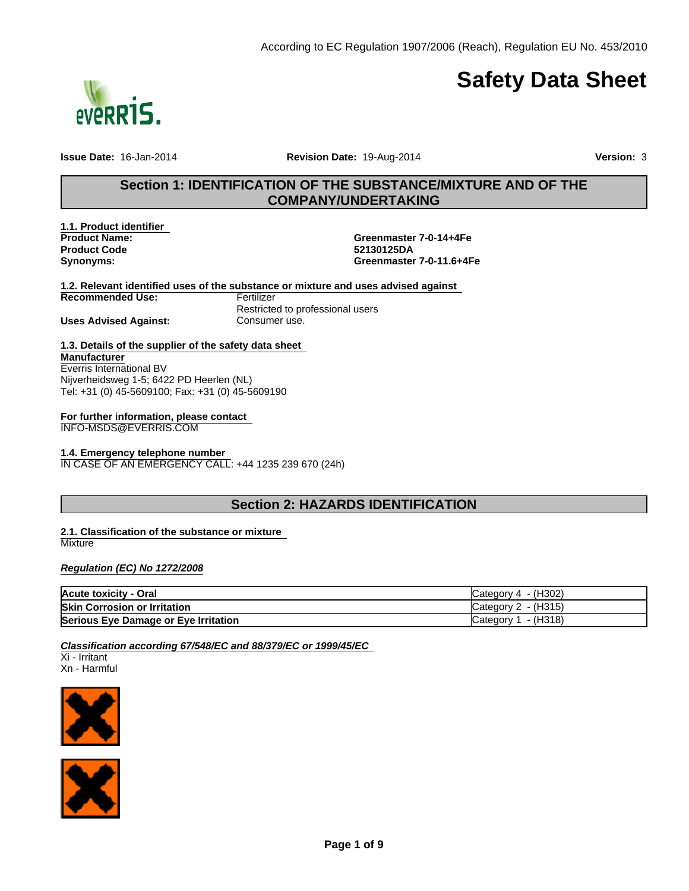According to EC Regulation 1907/2006 (Reach), Regulation EU No. 453/2010

# Safety Data Sheet

**Issue Date:** 16-Jan-2014 **Revision Date:** 19-Aug-2014 **Version:** 3

## Section 1: IDENTIFICATION OF THE SUBSTANCE/MIXTURE AND OF THE COMPANY/UNDERTAKING

### 1.1. Product identifier

| | |
|---|---|
| **Product Name:** | **Greenmaster 7-0-14+4Fe** |
| **Product Code** | **52130125DA** |
| **Synonyms:** | **Greenmaster 7-0-11.6+4Fe** |

### 1.2. Relevant identified uses of the substance or mixture and uses advised against

**Recommended Use:** Fertilizer
Restricted to professional users

**Uses Advised Against:** Consumer use.

### 1.3. Details of the supplier of the safety data sheet

**Manufacturer**
Everris International BV
Nijverheidsweg 1-5; 6422 PD Heerlen (NL)
Tel: +31 (0) 45-5609100; Fax: +31 (0) 45-5609190

**For further information, please contact**
INFO-MSDS@EVERRIS.COM

### 1.4. Emergency telephone number

IN CASE OF AN EMERGENCY CALL: +44 1235 239 670 (24h)

## Section 2: HAZARDS IDENTIFICATION

### 2.1. Classification of the substance or mixture

Mixture

***Regulation (EC) No 1272/2008***

| | |
|---|---|
| **Acute toxicity - Oral** | Category 4 - (H302) |
| **Skin Corrosion or Irritation** | Category 2 - (H315) |
| **Serious Eye Damage or Eye Irritation** | Category 1 - (H318) |

***Classification according 67/548/EC and 88/379/EC or 1999/45/EC***

Xi - Irritant
Xn - Harmful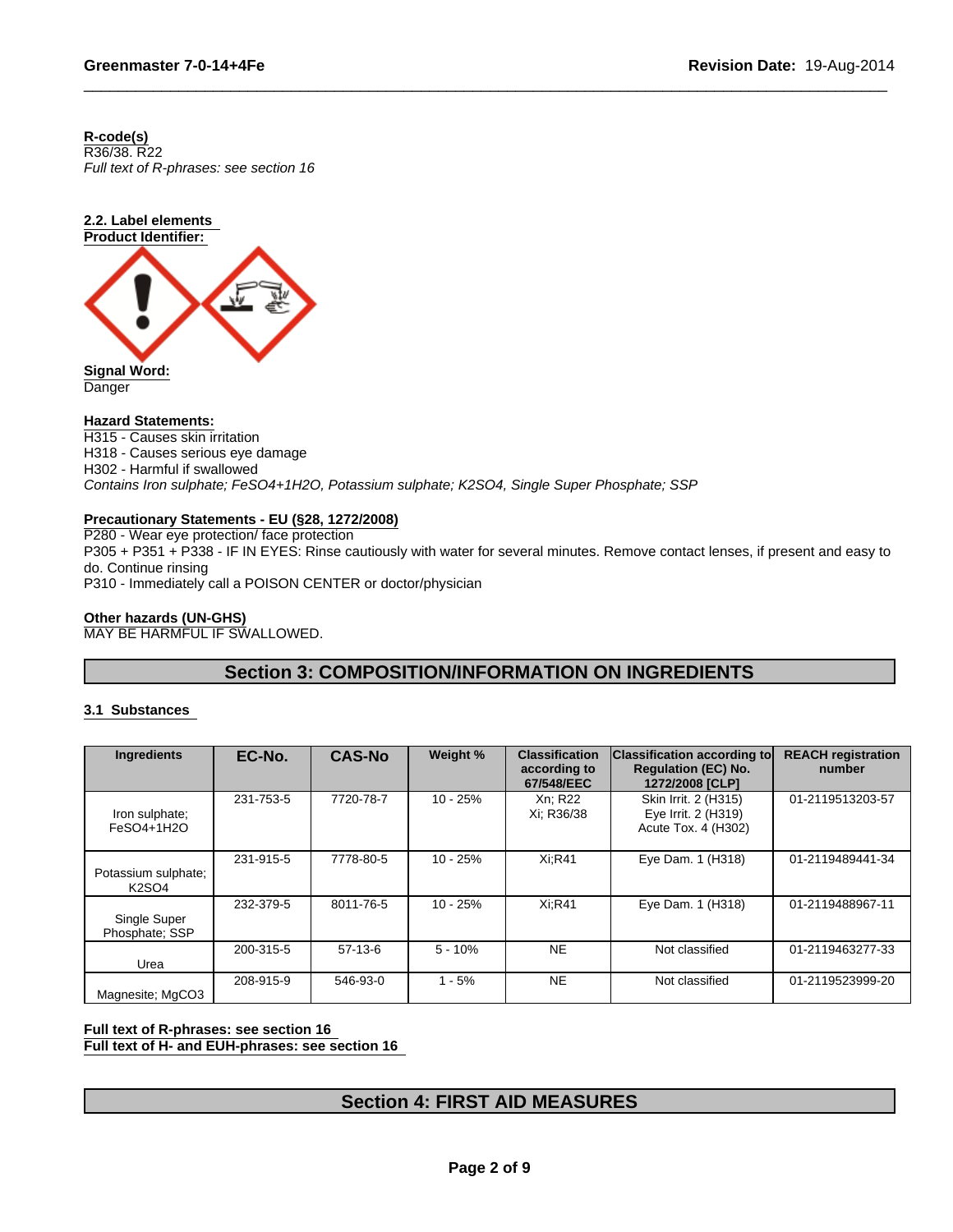**R-code(s)**
R36/38. R22
*Full text of R-phrases: see section 16*

**2.2. Label elements**
**Product Identifier:**

**Signal Word:**
Danger

**Hazard Statements:**
H315 - Causes skin irritation
H318 - Causes serious eye damage
H302 - Harmful if swallowed
*Contains Iron sulphate; FeSO4+1H2O, Potassium sulphate; K2SO4, Single Super Phosphate; SSP*

**Precautionary Statements - EU (§28, 1272/2008)**
P280 - Wear eye protection/ face protection
P305 + P351 + P338 - IF IN EYES: Rinse cautiously with water for several minutes. Remove contact lenses, if present and easy to do. Continue rinsing
P310 - Immediately call a POISON CENTER or doctor/physician

**Other hazards (UN-GHS)**
MAY BE HARMFUL IF SWALLOWED.

## Section 3: COMPOSITION/INFORMATION ON INGREDIENTS

### 3.1 Substances

| Ingredients | EC-No. | CAS-No | Weight % | Classification according to 67/548/EEC | Classification according to Regulation (EC) No. 1272/2008 [CLP] | REACH registration number |
|---|---|---|---|---|---|---|
| Iron sulphate; FeSO4+1H2O | 231-753-5 | 7720-78-7 | 10 - 25% | Xn; R22 Xi; R36/38 | Skin Irrit. 2 (H315) Eye Irrit. 2 (H319) Acute Tox. 4 (H302) | 01-2119513203-57 |
| Potassium sulphate; K2SO4 | 231-915-5 | 7778-80-5 | 10 - 25% | Xi;R41 | Eye Dam. 1 (H318) | 01-2119489441-34 |
| Single Super Phosphate; SSP | 232-379-5 | 8011-76-5 | 10 - 25% | Xi;R41 | Eye Dam. 1 (H318) | 01-2119488967-11 |
| Urea | 200-315-5 | 57-13-6 | 5 - 10% | NE | Not classified | 01-2119463277-33 |
| Magnesite; MgCO3 | 208-915-9 | 546-93-0 | 1 - 5% | NE | Not classified | 01-2119523999-20 |

**Full text of R-phrases: see section 16**
**Full text of H- and EUH-phrases: see section 16**

## Section 4: FIRST AID MEASURES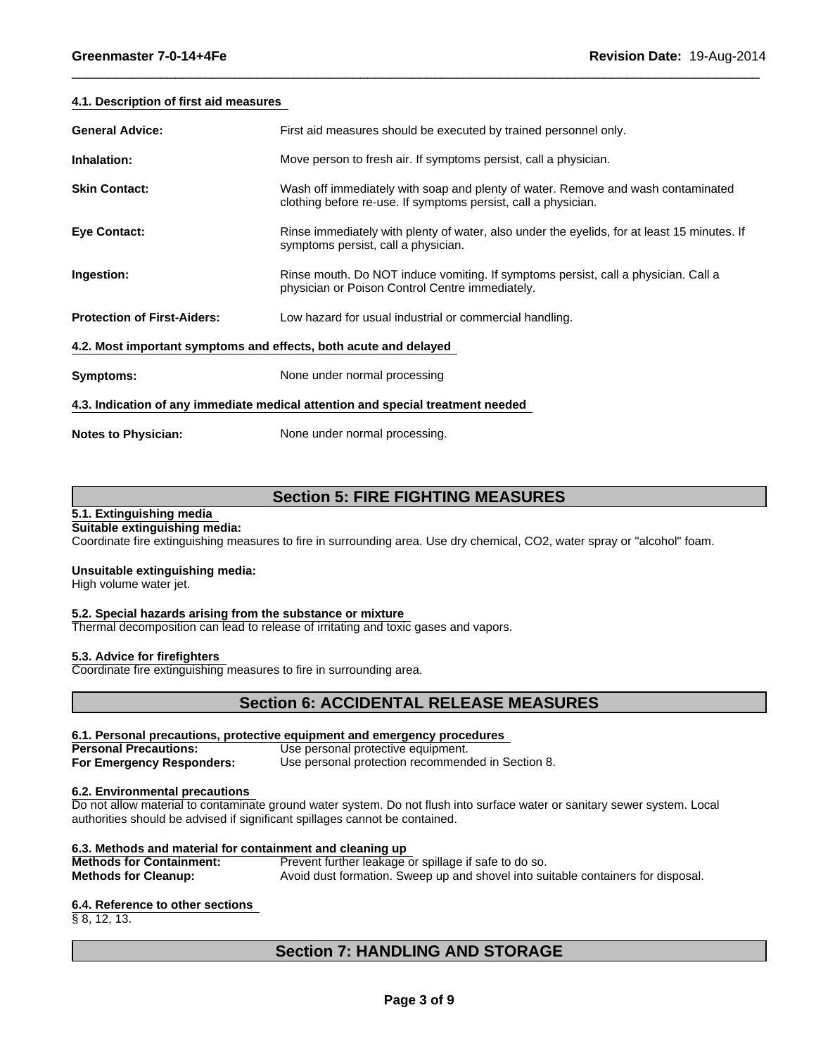### 4.1. Description of first aid measures

**General Advice:** First aid measures should be executed by trained personnel only.

**Inhalation:** Move person to fresh air. If symptoms persist, call a physician.

**Skin Contact:** Wash off immediately with soap and plenty of water. Remove and wash contaminated clothing before re-use. If symptoms persist, call a physician.

**Eye Contact:** Rinse immediately with plenty of water, also under the eyelids, for at least 15 minutes. If symptoms persist, call a physician.

**Ingestion:** Rinse mouth. Do NOT induce vomiting. If symptoms persist, call a physician. Call a physician or Poison Control Centre immediately.

**Protection of First-Aiders:** Low hazard for usual industrial or commercial handling.

### 4.2. Most important symptoms and effects, both acute and delayed

**Symptoms:** None under normal processing

### 4.3. Indication of any immediate medical attention and special treatment needed

**Notes to Physician:** None under normal processing.

## Section 5: FIRE FIGHTING MEASURES

### 5.1. Extinguishing media

**Suitable extinguishing media:**
Coordinate fire extinguishing measures to fire in surrounding area. Use dry chemical, $CO_2$, water spray or "alcohol" foam.

**Unsuitable extinguishing media:**
High volume water jet.

### 5.2. Special hazards arising from the substance or mixture

Thermal decomposition can lead to release of irritating and toxic gases and vapors.

### 5.3. Advice for firefighters

Coordinate fire extinguishing measures to fire in surrounding area.

## Section 6: ACCIDENTAL RELEASE MEASURES

### 6.1. Personal precautions, protective equipment and emergency procedures

**Personal Precautions:** Use personal protective equipment.
**For Emergency Responders:** Use personal protection recommended in Section 8.

### 6.2. Environmental precautions

Do not allow material to contaminate ground water system. Do not flush into surface water or sanitary sewer system. Local authorities should be advised if significant spillages cannot be contained.

### 6.3. Methods and material for containment and cleaning up

**Methods for Containment:** Prevent further leakage or spillage if safe to do so.
**Methods for Cleanup:** Avoid dust formation. Sweep up and shovel into suitable containers for disposal.

### 6.4. Reference to other sections

§ 8, 12, 13.

## Section 7: HANDLING AND STORAGE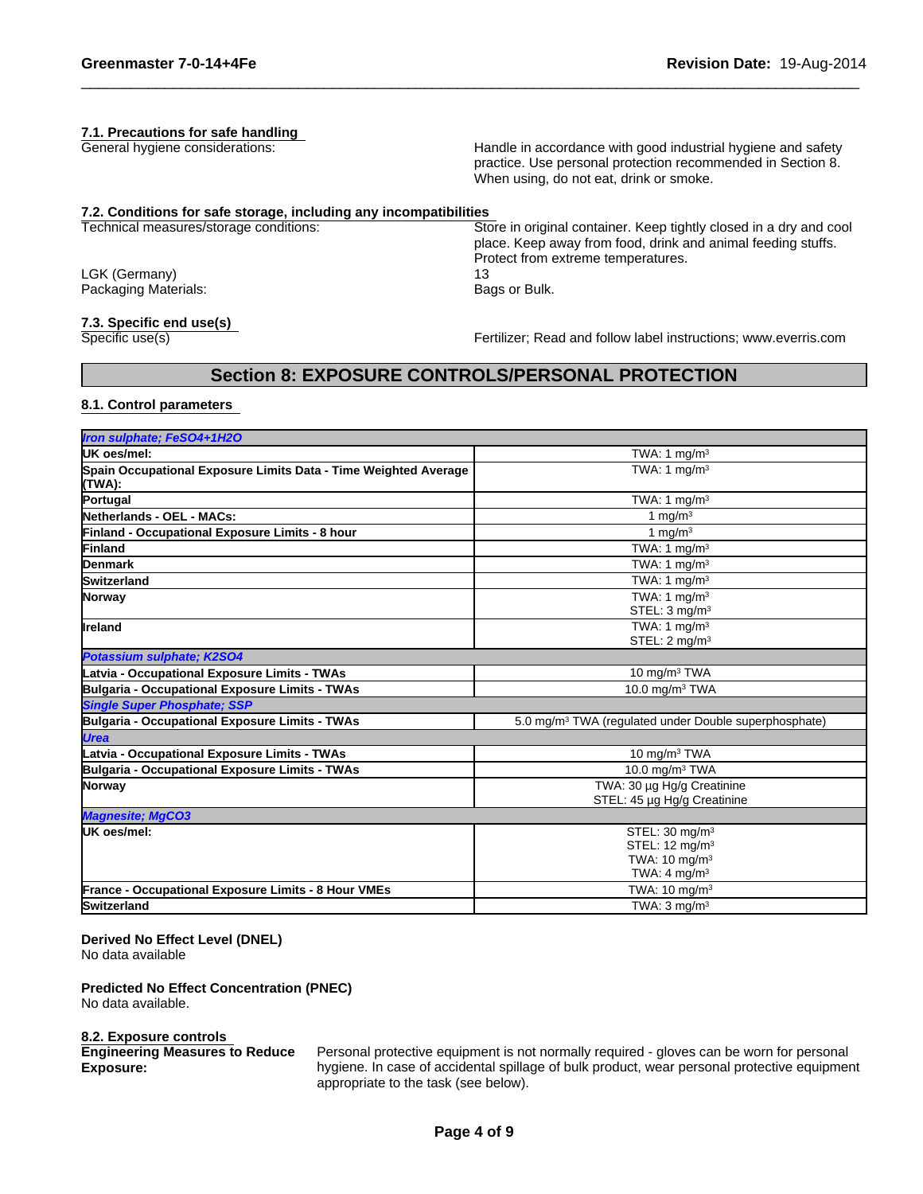### 7.1. Precautions for safe handling

General hygiene considerations: Handle in accordance with good industrial hygiene and safety practice. Use personal protection recommended in Section 8. When using, do not eat, drink or smoke.

### 7.2. Conditions for safe storage, including any incompatibilities

Technical measures/storage conditions: Store in original container. Keep tightly closed in a dry and cool place. Keep away from food, drink and animal feeding stuffs. Protect from extreme temperatures.

LGK (Germany): 13

Packaging Materials: Bags or Bulk.

### 7.3. Specific end use(s)

Specific use(s): Fertilizer; Read and follow label instructions; www.everris.com

## Section 8: EXPOSURE CONTROLS/PERSONAL PROTECTION

### 8.1. Control parameters

| | |
|---|---|
| ***Iron sulphate; $FeSO_4+1H_2O$*** | |
| **UK oes/mel:** | TWA: 1 mg/m³ |
| **Spain Occupational Exposure Limits Data - Time Weighted Average (TWA):** | TWA: 1 mg/m³ |
| **Portugal** | TWA: 1 mg/m³ |
| **Netherlands - OEL - MACs:** | 1 mg/m³ |
| **Finland - Occupational Exposure Limits - 8 hour** | 1 mg/m³ |
| **Finland** | TWA: 1 mg/m³ |
| **Denmark** | TWA: 1 mg/m³ |
| **Switzerland** | TWA: 1 mg/m³ |
| **Norway** | TWA: 1 mg/m³<br>STEL: 3 mg/m³ |
| **Ireland** | TWA: 1 mg/m³<br>STEL: 2 mg/m³ |
| ***Potassium sulphate; $K_2SO_4$*** | |
| **Latvia - Occupational Exposure Limits - TWAs** | 10 mg/m³ TWA |
| **Bulgaria - Occupational Exposure Limits - TWAs** | 10.0 mg/m³ TWA |
| ***Single Super Phosphate; SSP*** | |
| **Bulgaria - Occupational Exposure Limits - TWAs** | 5.0 mg/m³ TWA (regulated under Double superphosphate) |
| ***Urea*** | |
| **Latvia - Occupational Exposure Limits - TWAs** | 10 mg/m³ TWA |
| **Bulgaria - Occupational Exposure Limits - TWAs** | 10.0 mg/m³ TWA |
| **Norway** | TWA: 30 µg Hg/g Creatinine<br>STEL: 45 µg Hg/g Creatinine |
| ***Magnesite; $MgCO_3$*** | |
| **UK oes/mel:** | STEL: 30 mg/m³<br>STEL: 12 mg/m³<br>TWA: 10 mg/m³<br>TWA: 4 mg/m³ |
| **France - Occupational Exposure Limits - 8 Hour VMEs** | TWA: 10 mg/m³ |
| **Switzerland** | TWA: 3 mg/m³ |

**Derived No Effect Level (DNEL)**
No data available

**Predicted No Effect Concentration (PNEC)**
No data available.

### 8.2. Exposure controls

**Engineering Measures to Reduce Exposure:** Personal protective equipment is not normally required - gloves can be worn for personal hygiene. In case of accidental spillage of bulk product, wear personal protective equipment appropriate to the task (see below).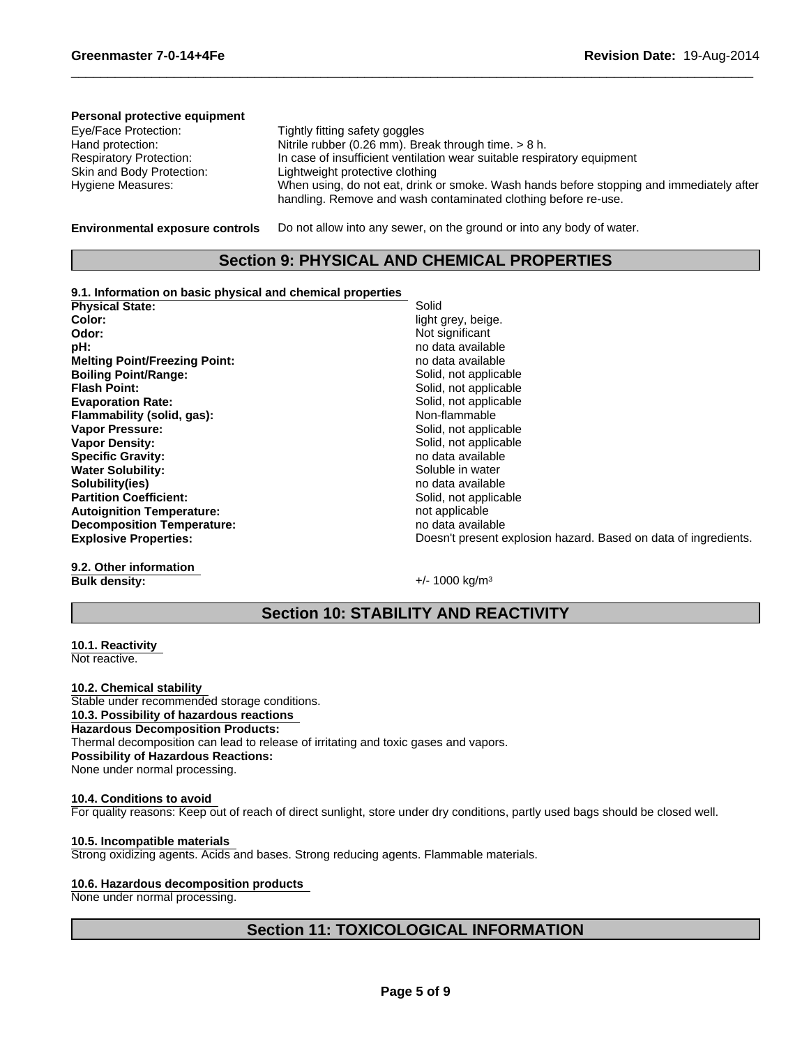**Personal protective equipment**

| | |
|---|---|
| Eye/Face Protection: | Tightly fitting safety goggles |
| Hand protection: | Nitrile rubber (0.26 mm). Break through time. > 8 h. |
| Respiratory Protection: | In case of insufficient ventilation wear suitable respiratory equipment |
| Skin and Body Protection: | Lightweight protective clothing |
| Hygiene Measures: | When using, do not eat, drink or smoke. Wash hands before stopping and immediately after handling. Remove and wash contaminated clothing before re-use. |

**Environmental exposure controls** Do not allow into any sewer, on the ground or into any body of water.

## Section 9: PHYSICAL AND CHEMICAL PROPERTIES

### 9.1. Information on basic physical and chemical properties

| | |
|---|---|
| **Physical State:** | Solid |
| **Color:** | light grey, beige. |
| **Odor:** | Not significant |
| **pH:** | no data available |
| **Melting Point/Freezing Point:** | no data available |
| **Boiling Point/Range:** | Solid, not applicable |
| **Flash Point:** | Solid, not applicable |
| **Evaporation Rate:** | Solid, not applicable |
| **Flammability (solid, gas):** | Non-flammable |
| **Vapor Pressure:** | Solid, not applicable |
| **Vapor Density:** | Solid, not applicable |
| **Specific Gravity:** | no data available |
| **Water Solubility:** | Soluble in water |
| **Solubility(ies)** | no data available |
| **Partition Coefficient:** | Solid, not applicable |
| **Autoignition Temperature:** | not applicable |
| **Decomposition Temperature:** | no data available |
| **Explosive Properties:** | Doesn't present explosion hazard. Based on data of ingredients. |

### 9.2. Other information

**Bulk density:** +/- 1000 kg/m$^3$

## Section 10: STABILITY AND REACTIVITY

### 10.1. Reactivity

Not reactive.

### 10.2. Chemical stability

Stable under recommended storage conditions.

### 10.3. Possibility of hazardous reactions

**Hazardous Decomposition Products:**

Thermal decomposition can lead to release of irritating and toxic gases and vapors.

**Possibility of Hazardous Reactions:**

None under normal processing.

### 10.4. Conditions to avoid

For quality reasons: Keep out of reach of direct sunlight, store under dry conditions, partly used bags should be closed well.

### 10.5. Incompatible materials

Strong oxidizing agents. Acids and bases. Strong reducing agents. Flammable materials.

### 10.6. Hazardous decomposition products

None under normal processing.

## Section 11: TOXICOLOGICAL INFORMATION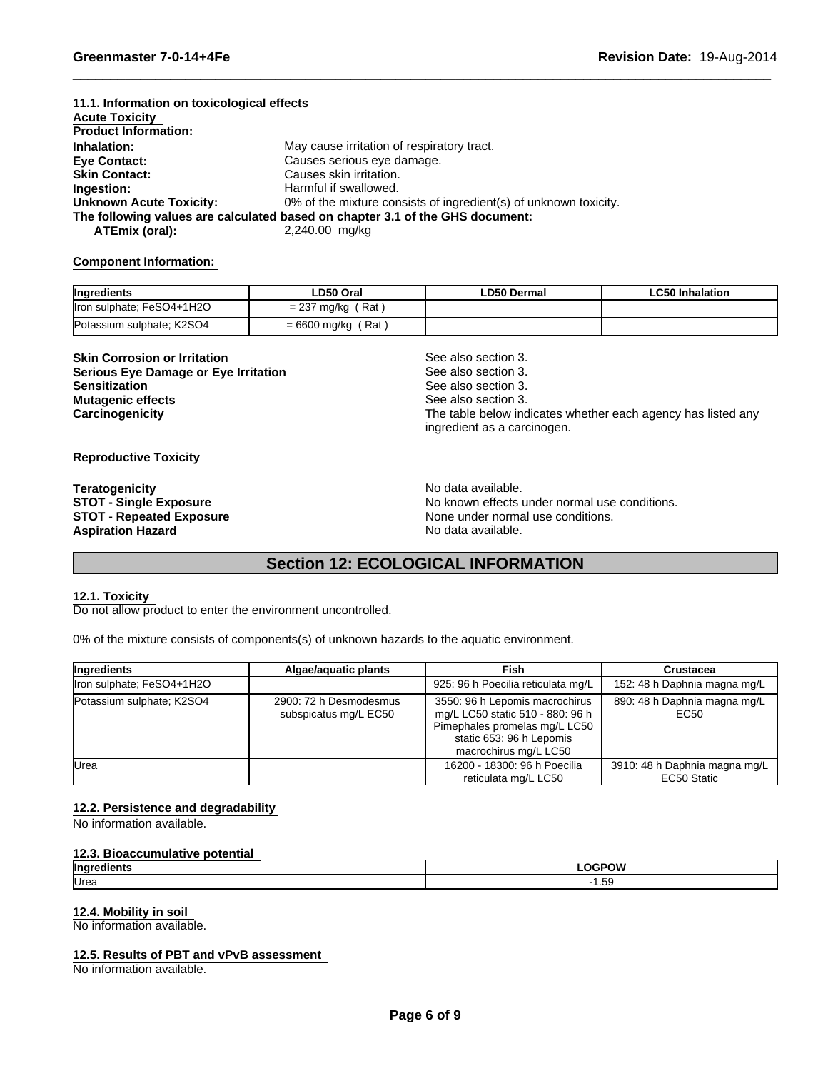### 11.1. Information on toxicological effects

**Acute Toxicity**

**Product Information:**

**Inhalation:** May cause irritation of respiratory tract.
**Eye Contact:** Causes serious eye damage.
**Skin Contact:** Causes skin irritation.
**Ingestion:** Harmful if swallowed.
**Unknown Acute Toxicity:** 0% of the mixture consists of ingredient(s) of unknown toxicity.

**The following values are calculated based on chapter 3.1 of the GHS document:**

**ATEmix (oral):** 2,240.00 mg/kg

**Component Information:**

| Ingredients | LD50 Oral | LD50 Dermal | LC50 Inhalation |
|---|---|---|---|
| Iron sulphate; FeSO4+1H2O | = 237 mg/kg ( Rat ) | | |
| Potassium sulphate; K2SO4 | = 6600 mg/kg ( Rat ) | | |

**Skin Corrosion or Irritation** See also section 3.
**Serious Eye Damage or Eye Irritation** See also section 3.
**Sensitization** See also section 3.
**Mutagenic effects** See also section 3.
**Carcinogenicity** The table below indicates whether each agency has listed any ingredient as a carcinogen.

**Reproductive Toxicity**

**Teratogenicity** No data available.
**STOT - Single Exposure** No known effects under normal use conditions.
**STOT - Repeated Exposure** None under normal use conditions.
**Aspiration Hazard** No data available.

## Section 12: ECOLOGICAL INFORMATION

### 12.1. Toxicity

Do not allow product to enter the environment uncontrolled.

0% of the mixture consists of components(s) of unknown hazards to the aquatic environment.

| Ingredients | Algae/aquatic plants | Fish | Crustacea |
|---|---|---|---|
| Iron sulphate; FeSO4+1H2O | | 925: 96 h Poecilia reticulata mg/L | 152: 48 h Daphnia magna mg/L |
| Potassium sulphate; K2SO4 | 2900: 72 h Desmodesmus subspicatus mg/L EC50 | 3550: 96 h Lepomis macrochirus mg/L LC50 static 510 - 880: 96 h Pimephales promelas mg/L LC50 static 653: 96 h Lepomis macrochirus mg/L LC50 | 890: 48 h Daphnia magna mg/L EC50 |
| Urea | | 16200 - 18300: 96 h Poecilia reticulata mg/L LC50 | 3910: 48 h Daphnia magna mg/L EC50 Static |

### 12.2. Persistence and degradability

No information available.

### 12.3. Bioaccumulative potential

| Ingredients | LOGPOW |
|---|---|
| Urea | -1.59 |

### 12.4. Mobility in soil

No information available.

### 12.5. Results of PBT and vPvB assessment

No information available.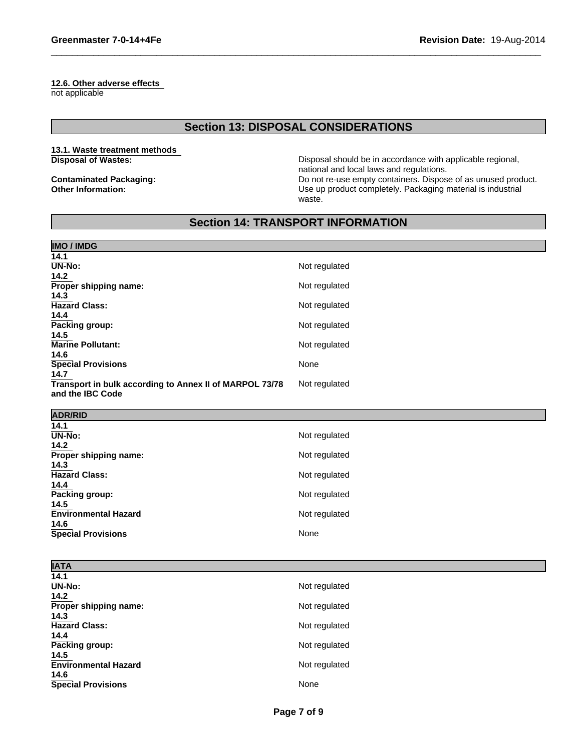**12.6. Other adverse effects**
not applicable

## Section 13: DISPOSAL CONSIDERATIONS

**13.1. Waste treatment methods**

| | |
|---|---|
| **Disposal of Wastes:** | Disposal should be in accordance with applicable regional, national and local laws and regulations. |
| **Contaminated Packaging:** | Do not re-use empty containers. Dispose of as unused product. |
| **Other Information:** | Use up product completely. Packaging material is industrial waste. |

## Section 14: TRANSPORT INFORMATION

**IMO / IMDG**

| | |
|---|---|
| **14.1 UN-No:** | Not regulated |
| **14.2 Proper shipping name:** | Not regulated |
| **14.3 Hazard Class:** | Not regulated |
| **14.4 Packing group:** | Not regulated |
| **14.5 Marine Pollutant:** | Not regulated |
| **14.6 Special Provisions** | None |
| **14.7 Transport in bulk according to Annex II of MARPOL 73/78 and the IBC Code** | Not regulated |

**ADR/RID**

| | |
|---|---|
| **14.1 UN-No:** | Not regulated |
| **14.2 Proper shipping name:** | Not regulated |
| **14.3 Hazard Class:** | Not regulated |
| **14.4 Packing group:** | Not regulated |
| **14.5 Environmental Hazard** | Not regulated |
| **14.6 Special Provisions** | None |

**IATA**

| | |
|---|---|
| **14.1 UN-No:** | Not regulated |
| **14.2 Proper shipping name:** | Not regulated |
| **14.3 Hazard Class:** | Not regulated |
| **14.4 Packing group:** | Not regulated |
| **14.5 Environmental Hazard** | Not regulated |
| **14.6 Special Provisions** | None |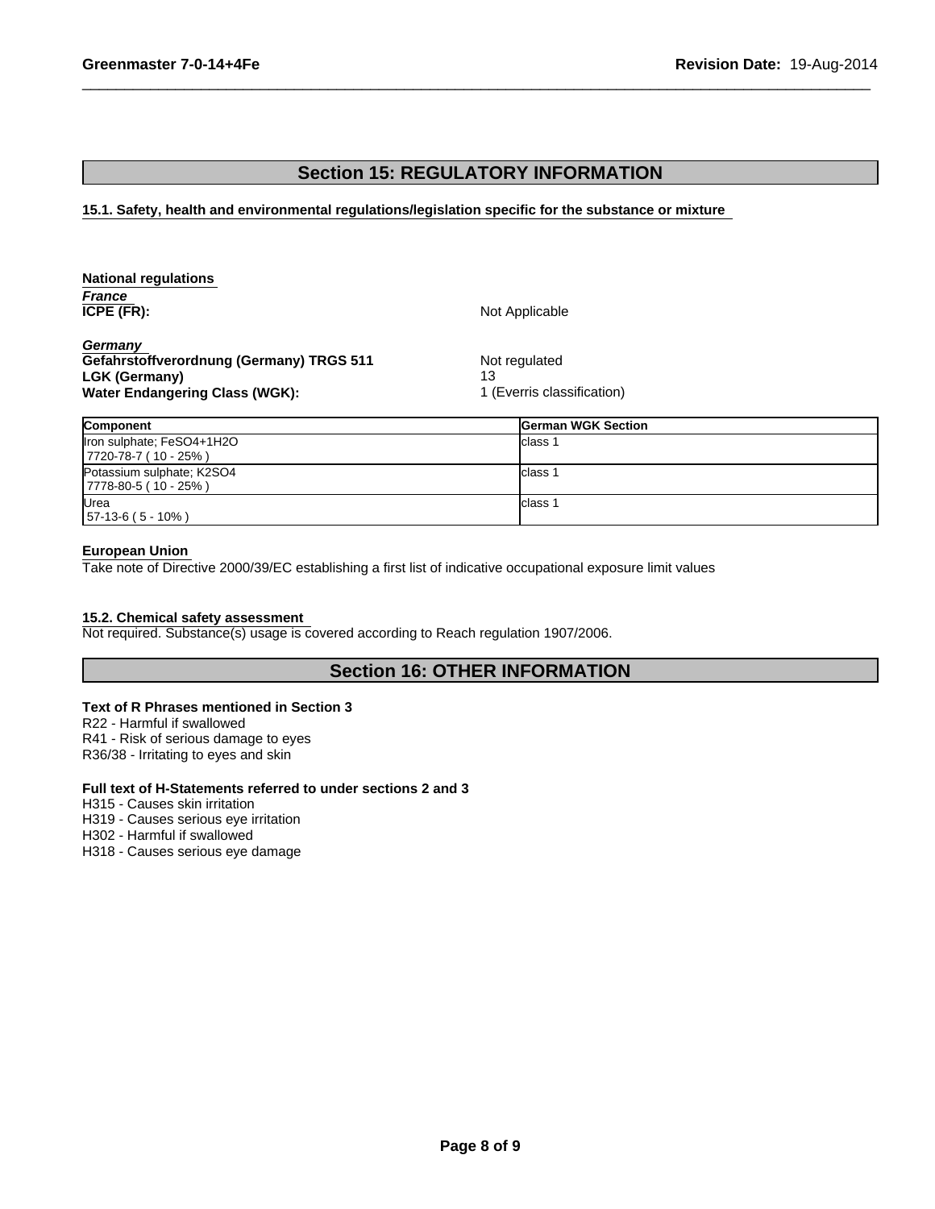## Section 15: REGULATORY INFORMATION

### 15.1. Safety, health and environmental regulations/legislation specific for the substance or mixture

**National regulations**

***France***

**ICPE (FR):** Not Applicable

***Germany***

**Gefahrstoffverordnung (Germany) TRGS 511** Not regulated
**LGK (Germany)** 13
**Water Endangering Class (WGK):** 1 (Everris classification)

| Component | German WGK Section |
|---|---|
| Iron sulphate; FeSO4+1H2O<br>7720-78-7 ( 10 - 25% ) | class 1 |
| Potassium sulphate; K2SO4<br>7778-80-5 ( 10 - 25% ) | class 1 |
| Urea<br>57-13-6 ( 5 - 10% ) | class 1 |

**European Union**

Take note of Directive 2000/39/EC establishing a first list of indicative occupational exposure limit values

### 15.2. Chemical safety assessment

Not required. Substance(s) usage is covered according to Reach regulation 1907/2006.

## Section 16: OTHER INFORMATION

**Text of R Phrases mentioned in Section 3**

R22 - Harmful if swallowed
R41 - Risk of serious damage to eyes
R36/38 - Irritating to eyes and skin

**Full text of H-Statements referred to under sections 2 and 3**

H315 - Causes skin irritation
H319 - Causes serious eye irritation
H302 - Harmful if swallowed
H318 - Causes serious eye damage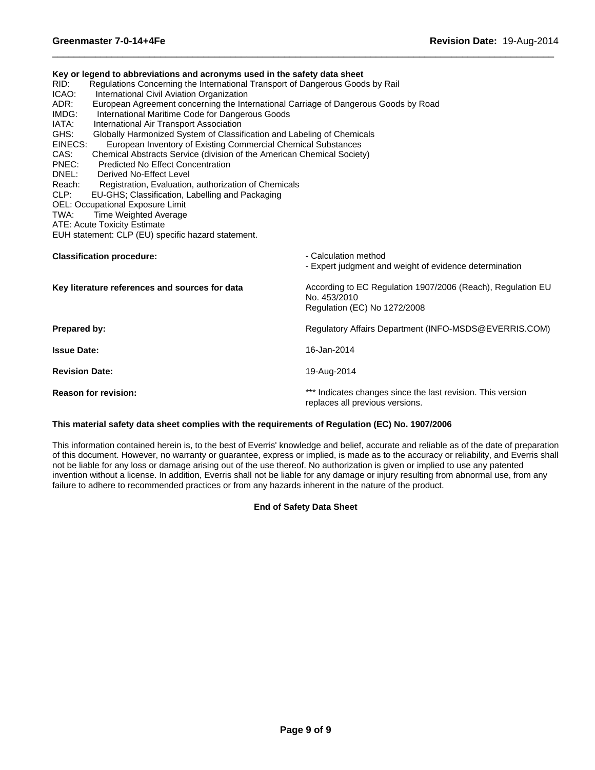**Key or legend to abbreviations and acronyms used in the safety data sheet**

RID: Regulations Concerning the International Transport of Dangerous Goods by Rail
ICAO: International Civil Aviation Organization
ADR: European Agreement concerning the International Carriage of Dangerous Goods by Road
IMDG: International Maritime Code for Dangerous Goods
IATA: International Air Transport Association
GHS: Globally Harmonized System of Classification and Labeling of Chemicals
EINECS: European Inventory of Existing Commercial Chemical Substances
CAS: Chemical Abstracts Service (division of the American Chemical Society)
PNEC: Predicted No Effect Concentration
DNEL: Derived No-Effect Level
Reach: Registration, Evaluation, authorization of Chemicals
CLP: EU-GHS; Classification, Labelling and Packaging
OEL: Occupational Exposure Limit
TWA: Time Weighted Average
ATE: Acute Toxicity Estimate
EUH statement: CLP (EU) specific hazard statement.

**Classification procedure:**
- Calculation method
- Expert judgment and weight of evidence determination

**Key literature references and sources for data**
According to EC Regulation 1907/2006 (Reach), Regulation EU No. 453/2010
Regulation (EC) No 1272/2008

**Prepared by:** Regulatory Affairs Department (INFO-MSDS@EVERRIS.COM)

**Issue Date:** 16-Jan-2014

**Revision Date:** 19-Aug-2014

**Reason for revision:** *** Indicates changes since the last revision. This version replaces all previous versions.

**This material safety data sheet complies with the requirements of Regulation (EC) No. 1907/2006**

This information contained herein is, to the best of Everris' knowledge and belief, accurate and reliable as of the date of preparation of this document. However, no warranty or guarantee, express or implied, is made as to the accuracy or reliability, and Everris shall not be liable for any loss or damage arising out of the use thereof. No authorization is given or implied to use any patented invention without a license. In addition, Everris shall not be liable for any damage or injury resulting from abnormal use, from any failure to adhere to recommended practices or from any hazards inherent in the nature of the product.

**End of Safety Data Sheet**